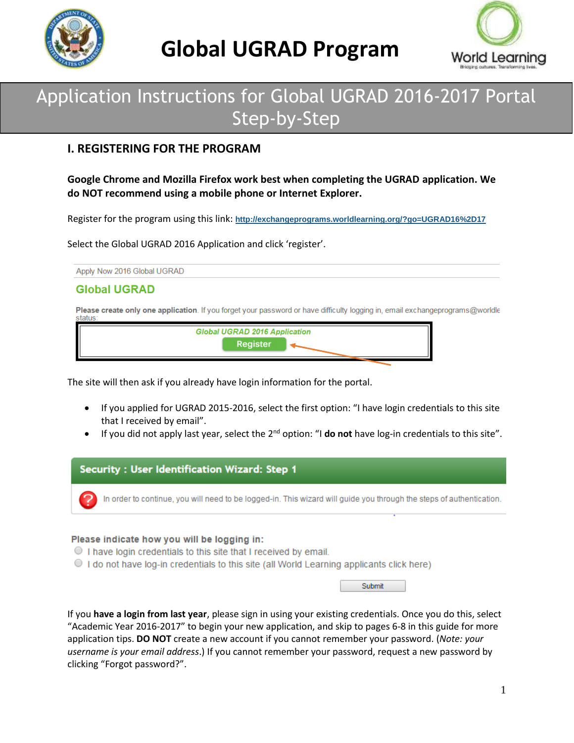# Global UGRAD Program

## Application Instructions for Global UGRAD 2016-2017 Portal Step-by-Step

### I. REGISTERING FOR THE PROGRAM

**Google Chrome and Mozilla Firefox work best when completing the UGRAD application. We do NOT recommend using a mobile phone or Internet Explorer.**

Register for the program using this link: http://exchangeprograms.worldlearning.org/?go=UGRAD16%2D17

Select the Global UGRAD 2016 Application and click 'register'.

Apply Now 2016 Global UGRAD

Global UGRAD

**Please create only one application**. If you forget your password or have difficulty logging in, email exchangeprograms@worldle
status:

Global UGRAD 2016 Application

Register

The site will then ask if you already have login information for the portal.

- If you applied for UGRAD 2015-2016, select the first option: "I have login credentials to this site that I received by email".
- If you did not apply last year, select the 2nd option: "I **do not** have log-in credentials to this site".

**Security : User Identification Wizard: Step 1**

In order to continue, you will need to be logged-in. This wizard will guide you through the steps of authentication.

**Please indicate how you will be logging in:**

- I have login credentials to this site that I received by email.
- I do not have log-in credentials to this site (all World Learning applicants click here)

Submit

If you **have a login from last year**, please sign in using your existing credentials. Once you do this, select "Academic Year 2016-2017" to begin your new application, and skip to pages 6-8 in this guide for more application tips. **DO NOT** create a new account if you cannot remember your password. (*Note: your username is your email address*.) If you cannot remember your password, request a new password by clicking "Forgot password?".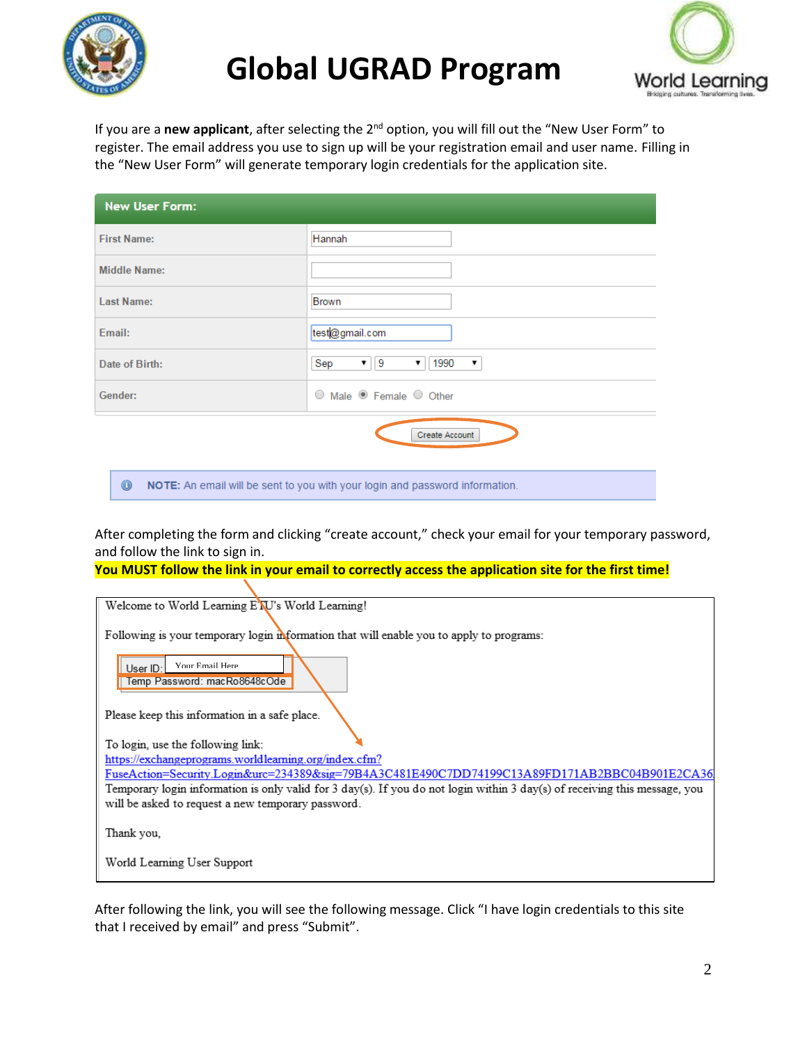# Global UGRAD Program

If you are a **new applicant**, after selecting the 2nd option, you will fill out the "New User Form" to register. The email address you use to sign up will be your registration email and user name. Filling in the "New User Form" will generate temporary login credentials for the application site.

| New User Form: | |
|---|---|
| First Name: | Hannah |
| Middle Name: | |
| Last Name: | Brown |
| Email: | test@gmail.com |
| Date of Birth: | Sep 9 1990 |
| Gender: | Male Female Other |

Create Account

**NOTE:** An email will be sent to you with your login and password information.

After completing the form and clicking "create account," check your email for your temporary password, and follow the link to sign in.

**You MUST follow the link in your email to correctly access the application site for the first time!**

> Welcome to World Learning ETU's World Learning!
>
> Following is your temporary login information that will enable you to apply to programs:
>
> User ID: Your Email Here
> Temp Password: macRo8648cOde
>
> Please keep this information in a safe place.
>
> To login, use the following link:
> https://exchangeprograms.worldlearning.org/index.cfm?FuseAction=Security.Login&urc=234389&sig=79B4A3C481E490C7DD74199C13A89FD171AB2BBC04B901E2CA36
> Temporary login information is only valid for 3 day(s). If you do not login within 3 day(s) of receiving this message, you will be asked to request a new temporary password.
>
> Thank you,
>
> World Learning User Support

After following the link, you will see the following message. Click "I have login credentials to this site that I received by email" and press "Submit".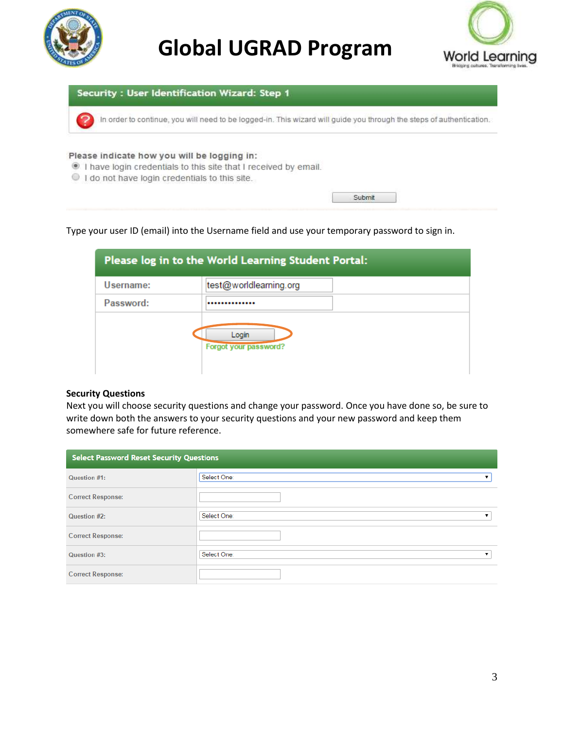# Global UGRAD Program

**Security : User Identification Wizard: Step 1**

In order to continue, you will need to be logged-in. This wizard will guide you through the steps of authentication.

**Please indicate how you will be logging in:**

- I have login credentials to this site that I received by email.
- I do not have login credentials to this site.

Submit

Type your user ID (email) into the Username field and use your temporary password to sign in.

**Please log in to the World Learning Student Portal:**

| Username: | test@worldlearning.org |
|---|---|
| Password: | •••••••••••••• |
| | Login<br>Forgot your password? |

**Security Questions**

Next you will choose security questions and change your password. Once you have done so, be sure to write down both the answers to your security questions and your new password and keep them somewhere safe for future reference.

| Select Password Reset Security Questions | |
|---|---|
| Question #1: | Select One: |
| Correct Response: | |
| Question #2: | Select One: |
| Correct Response: | |
| Question #3: | Select One: |
| Correct Response: | |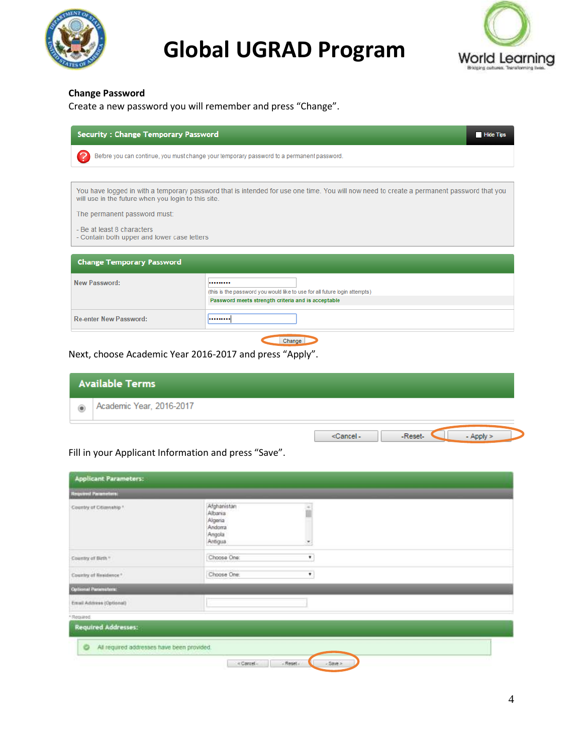**Change Password**

Create a new password you will remember and press “Change”.

**Security : Change Temporary Password** — Hide Tips

Before you can continue, you must change your temporary password to a permanent password.

You have logged in with a temporary password that is intended for use one time. You will now need to create a permanent password that you will use in the future when you login to this site.

The permanent password must:

- Be at least 8 characters
- Contain both upper and lower case letters

**Change Temporary Password**

| | |
|---|---|
| New Password: | ••••••••• (this is the password you would like to use for all future login attempts) Password meets strength criteria and is acceptable |
| Re-enter New Password: | ••••••••• |

Change

Next, choose Academic Year 2016-2017 and press “Apply”.

**Available Terms**

- Academic Year, 2016-2017

<Cancel - | -Reset- | - Apply >

Fill in your Applicant Information and press “Save”.

**Applicant Parameters:**

**Required Parameters:**

| | |
|---|---|
| Country of Citizenship * | Afghanistan, Albania, Algeria, Andorra, Angola, Antigua |
| Country of Birth * | Choose One |
| Country of Residence * | Choose One |

**Optional Parameters:**

| | |
|---|---|
| Email Address (Optional) | |

* Required

**Required Addresses:**

All required addresses have been provided.

< Cancel - | - Reset - | - Save >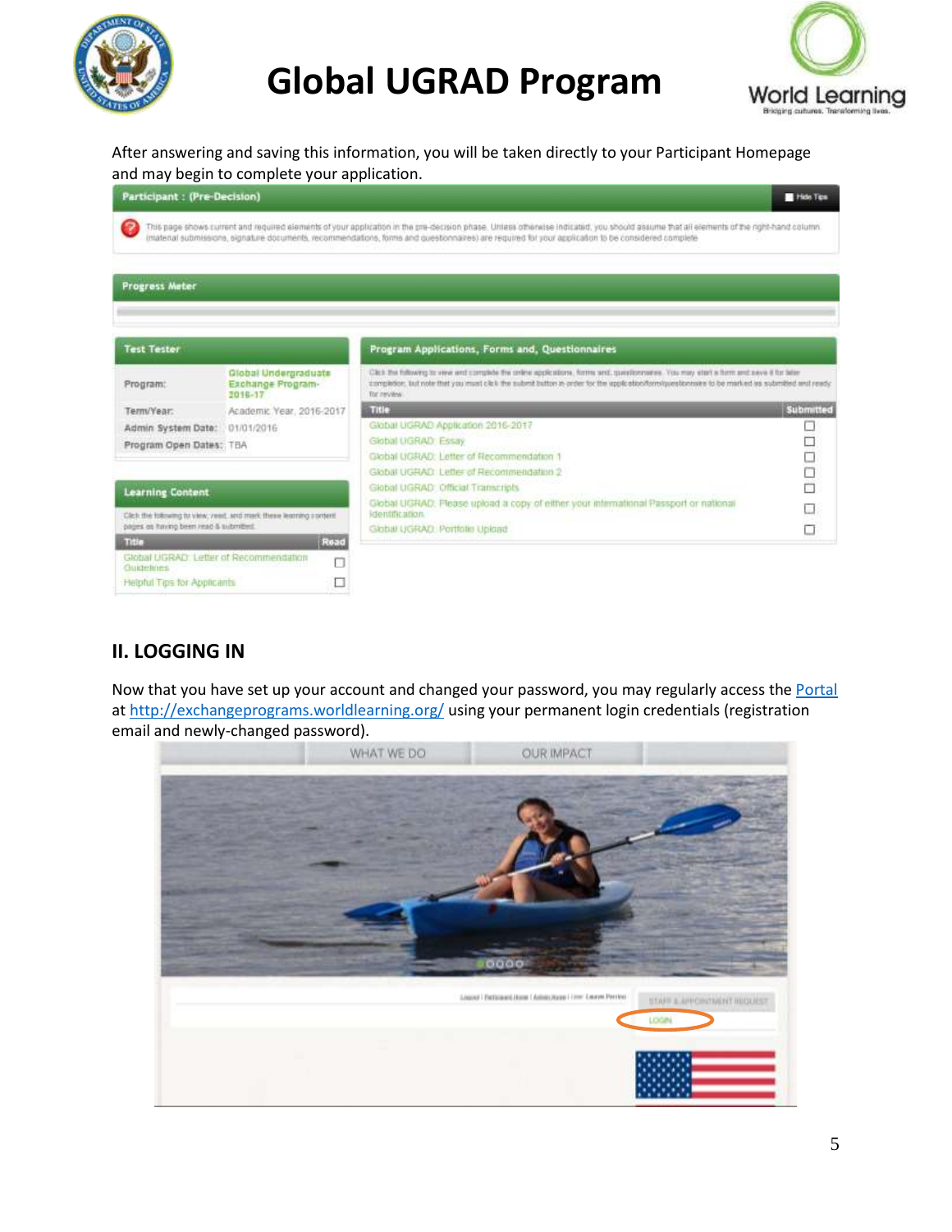After answering and saving this information, you will be taken directly to your Participant Homepage and may begin to complete your application.

## II. LOGGING IN

Now that you have set up your account and changed your password, you may regularly access the [Portal](http://exchangeprograms.worldlearning.org/) at [http://exchangeprograms.worldlearning.org/](http://exchangeprograms.worldlearning.org/) using your permanent login credentials (registration email and newly-changed password).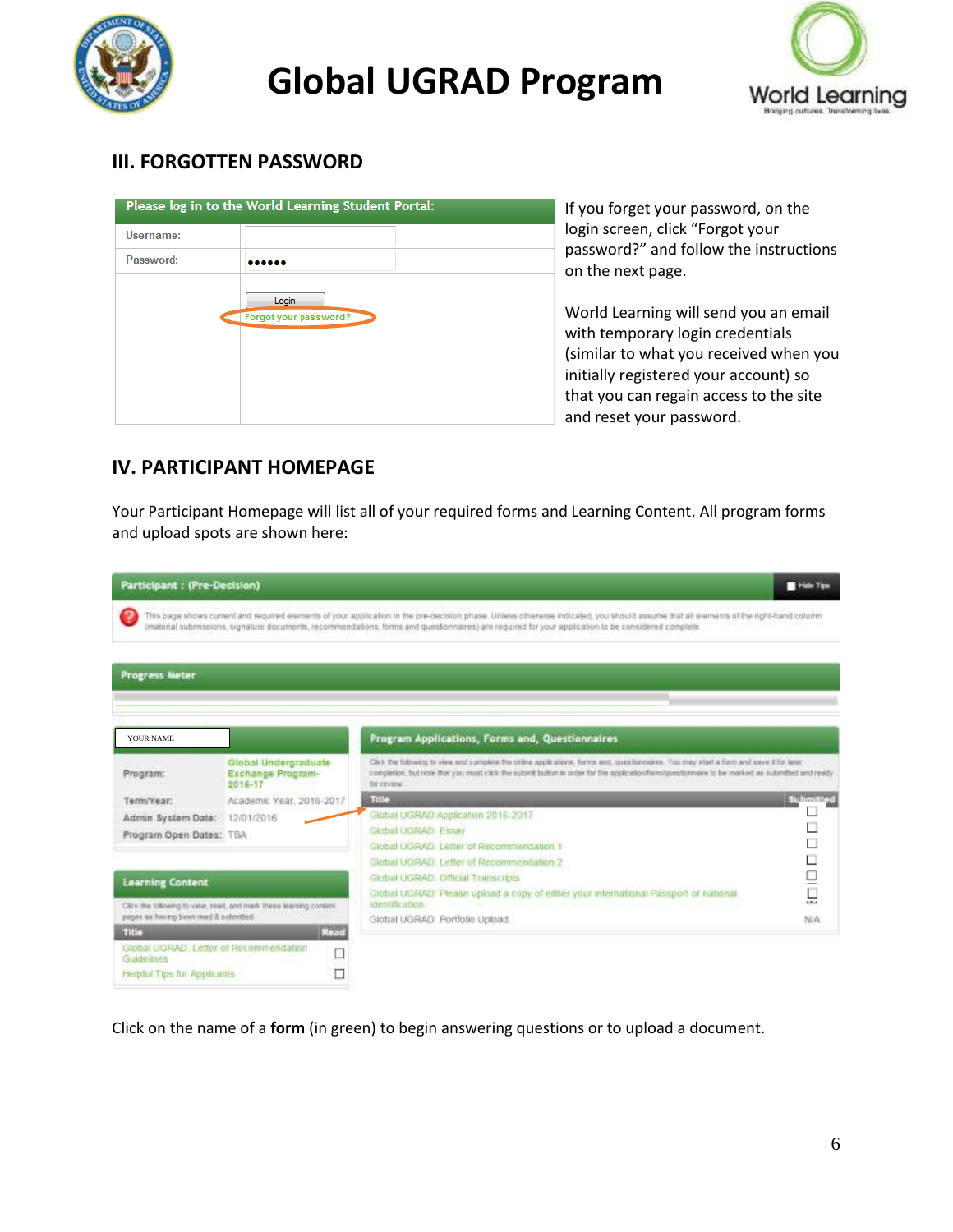## III. FORGOTTEN PASSWORD

If you forget your password, on the login screen, click "Forgot your password?" and follow the instructions on the next page.

World Learning will send you an email with temporary login credentials (similar to what you received when you initially registered your account) so that you can regain access to the site and reset your password.

## IV. PARTICIPANT HOMEPAGE

Your Participant Homepage will list all of your required forms and Learning Content. All program forms and upload spots are shown here:

Click on the name of a **form** (in green) to begin answering questions or to upload a document.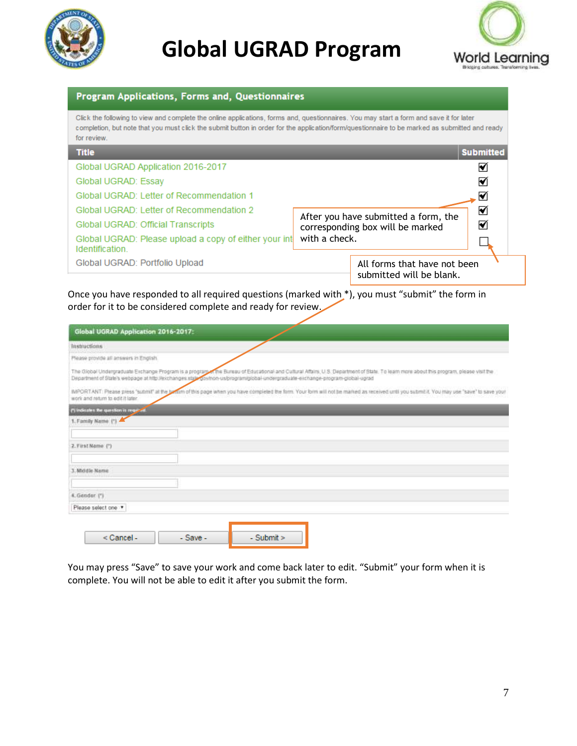# Global UGRAD Program

## Program Applications, Forms and, Questionnaires

Click the following to view and complete the online applications, forms and, questionnaires. You may start a form and save it for later completion, but note that you must click the submit button in order for the application/form/questionnaire to be marked as submitted and ready for review.

| Title | Submitted |
|---|---|
| Global UGRAD Application 2016-2017 | ☑ |
| Global UGRAD: Essay | ☑ |
| Global UGRAD: Letter of Recommendation 1 | ☑ |
| Global UGRAD: Letter of Recommendation 2 | ☑ |
| Global UGRAD: Official Transcripts | ☑ |
| Global UGRAD: Please upload a copy of either your int Identification. | ☐ |
| Global UGRAD: Portfolio Upload | |

After you have submitted a form, the corresponding box will be marked with a check.

All forms that have not been submitted will be blank.

Once you have responded to all required questions (marked with *), you must "submit" the form in order for it to be considered complete and ready for review.

**Global UGRAD Application 2016-2017:**

Instructions

Please provide all answers in English

The Global Undergraduate Exchange Program is a program of the Bureau of Educational and Cultural Affairs, U.S. Department of State. To learn more about this program, please visit the Department of State's webpage at http://exchanges.state.gov/non-us/program/global-undergraduate-exchange-program-global-ugrad

IMPORTANT: Please press "submit" at the bottom of this page when you have completed the form. Your form will not be marked as received until you submit it. You may use "save" to save your work and return to edit it later.

(*) indicates the question is required

1. Family Name (*)

2. First Name (*)

3. Middle Name

4. Gender (*)

Please select one

< Cancel - | - Save - | - Submit >

You may press "Save" to save your work and come back later to edit. "Submit" your form when it is complete. You will not be able to edit it after you submit the form.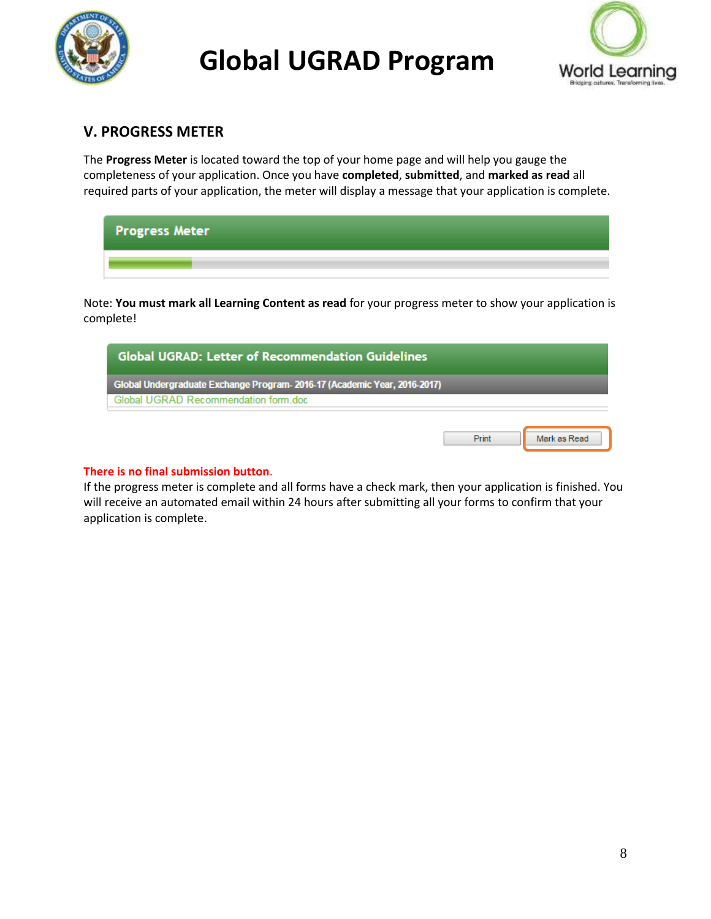# Global UGRAD Program

## V. PROGRESS METER

The **Progress Meter** is located toward the top of your home page and will help you gauge the completeness of your application. Once you have **completed**, **submitted**, and **marked as read** all required parts of your application, the meter will display a message that your application is complete.

Progress Meter

Note: **You must mark all Learning Content as read** for your progress meter to show your application is complete!

Global UGRAD: Letter of Recommendation Guidelines

Global Undergraduate Exchange Program- 2016-17 (Academic Year, 2016-2017)

Global UGRAD Recommendation form.doc

Print | Mark as Read

**There is no final submission button.**

If the progress meter is complete and all forms have a check mark, then your application is finished. You will receive an automated email within 24 hours after submitting all your forms to confirm that your application is complete.